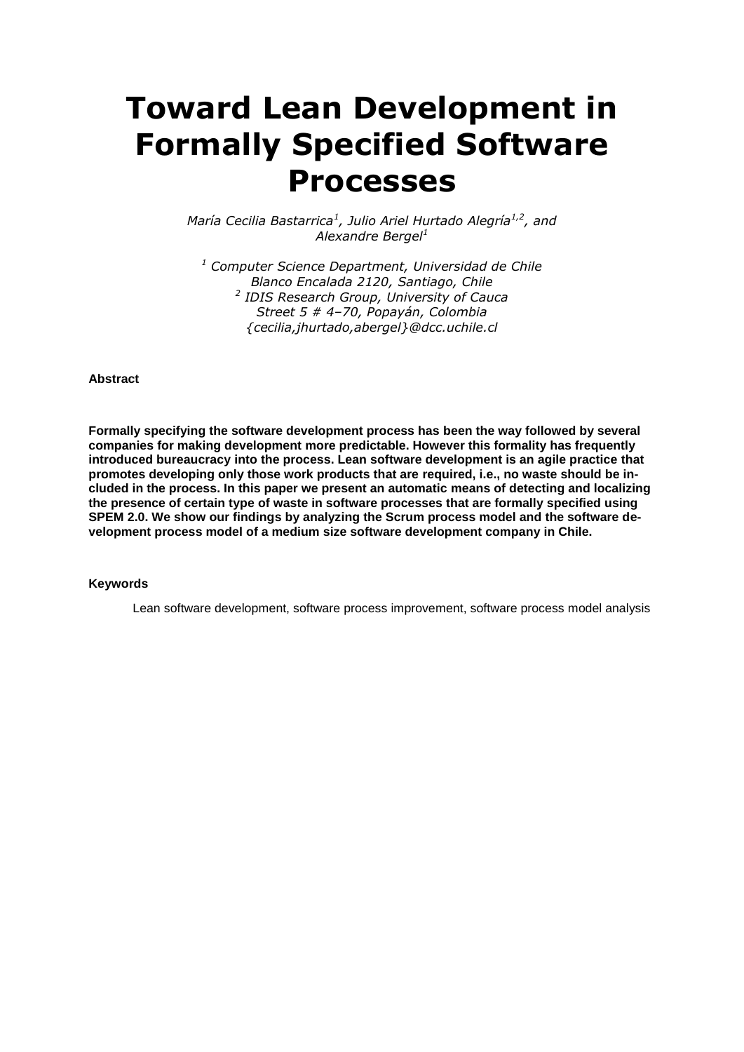# Toward Lean Development in Formally Specified Software Processes

*María Cecilia Bastarrica[1], Julio Ariel Hurtado Alegría[1,2], and Alexandre Bergel[1]*

*[1] Computer Science Department, Universidad de Chile*
*Blanco Encalada 2120, Santiago, Chile*
*[2] IDIS Research Group, University of Cauca*
*Street 5 # 4–70, Popayán, Colombia*
*{cecilia,jhurtado,abergel}@dcc.uchile.cl*

**Abstract**

**Formally specifying the software development process has been the way followed by several companies for making development more predictable. However this formality has frequently introduced bureaucracy into the process. Lean software development is an agile practice that promotes developing only those work products that are required, i.e., no waste should be included in the process. In this paper we present an automatic means of detecting and localizing the presence of certain type of waste in software processes that are formally specified using SPEM 2.0. We show our findings by analyzing the Scrum process model and the software development process model of a medium size software development company in Chile.**

**Keywords**

Lean software development, software process improvement, software process model analysis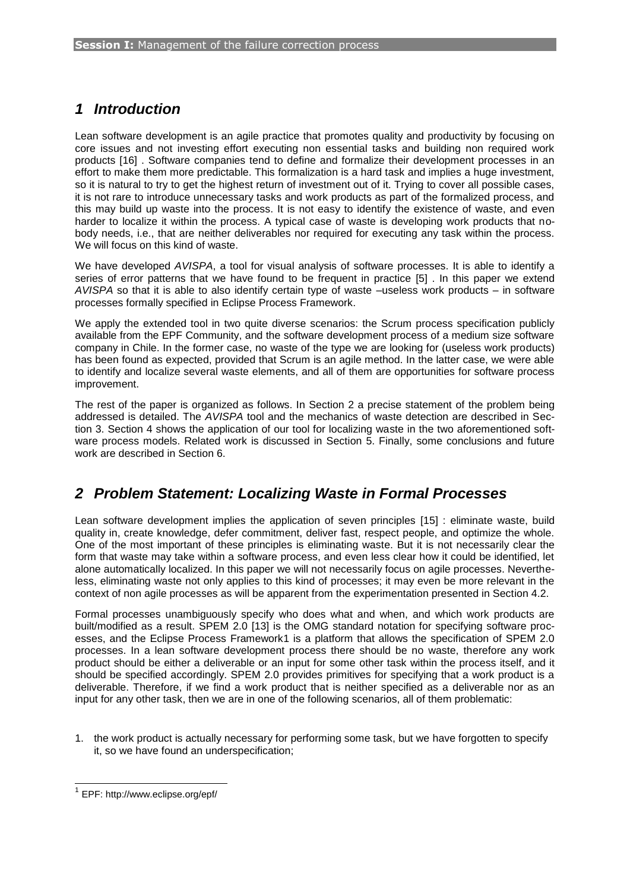# 1 Introduction

Lean software development is an agile practice that promotes quality and productivity by focusing on core issues and not investing effort executing non essential tasks and building non required work products [16] . Software companies tend to define and formalize their development processes in an effort to make them more predictable. This formalization is a hard task and implies a huge investment, so it is natural to try to get the highest return of investment out of it. Trying to cover all possible cases, it is not rare to introduce unnecessary tasks and work products as part of the formalized process, and this may build up waste into the process. It is not easy to identify the existence of waste, and even harder to localize it within the process. A typical case of waste is developing work products that nobody needs, i.e., that are neither deliverables nor required for executing any task within the process. We will focus on this kind of waste.

We have developed *AVISPA*, a tool for visual analysis of software processes. It is able to identify a series of error patterns that we have found to be frequent in practice [5] . In this paper we extend *AVISPA* so that it is able to also identify certain type of waste –useless work products – in software processes formally specified in Eclipse Process Framework.

We apply the extended tool in two quite diverse scenarios: the Scrum process specification publicly available from the EPF Community, and the software development process of a medium size software company in Chile. In the former case, no waste of the type we are looking for (useless work products) has been found as expected, provided that Scrum is an agile method. In the latter case, we were able to identify and localize several waste elements, and all of them are opportunities for software process improvement.

The rest of the paper is organized as follows. In Section 2 a precise statement of the problem being addressed is detailed. The *AVISPA* tool and the mechanics of waste detection are described in Section 3. Section 4 shows the application of our tool for localizing waste in the two aforementioned software process models. Related work is discussed in Section 5. Finally, some conclusions and future work are described in Section 6.

# 2 Problem Statement: Localizing Waste in Formal Processes

Lean software development implies the application of seven principles [15] : eliminate waste, build quality in, create knowledge, defer commitment, deliver fast, respect people, and optimize the whole. One of the most important of these principles is eliminating waste. But it is not necessarily clear the form that waste may take within a software process, and even less clear how it could be identified, let alone automatically localized. In this paper we will not necessarily focus on agile processes. Nevertheless, eliminating waste not only applies to this kind of processes; it may even be more relevant in the context of non agile processes as will be apparent from the experimentation presented in Section 4.2.

Formal processes unambiguously specify who does what and when, and which work products are built/modified as a result. SPEM 2.0 [13] is the OMG standard notation for specifying software processes, and the Eclipse Process Framework[1] is a platform that allows the specification of SPEM 2.0 processes. In a lean software development process there should be no waste, therefore any work product should be either a deliverable or an input for some other task within the process itself, and it should be specified accordingly. SPEM 2.0 provides primitives for specifying that a work product is a deliverable. Therefore, if we find a work product that is neither specified as a deliverable nor as an input for any other task, then we are in one of the following scenarios, all of them problematic:

1. the work product is actually necessary for performing some task, but we have forgotten to specify it, so we have found an underspecification;

[1] EPF: http://www.eclipse.org/epf/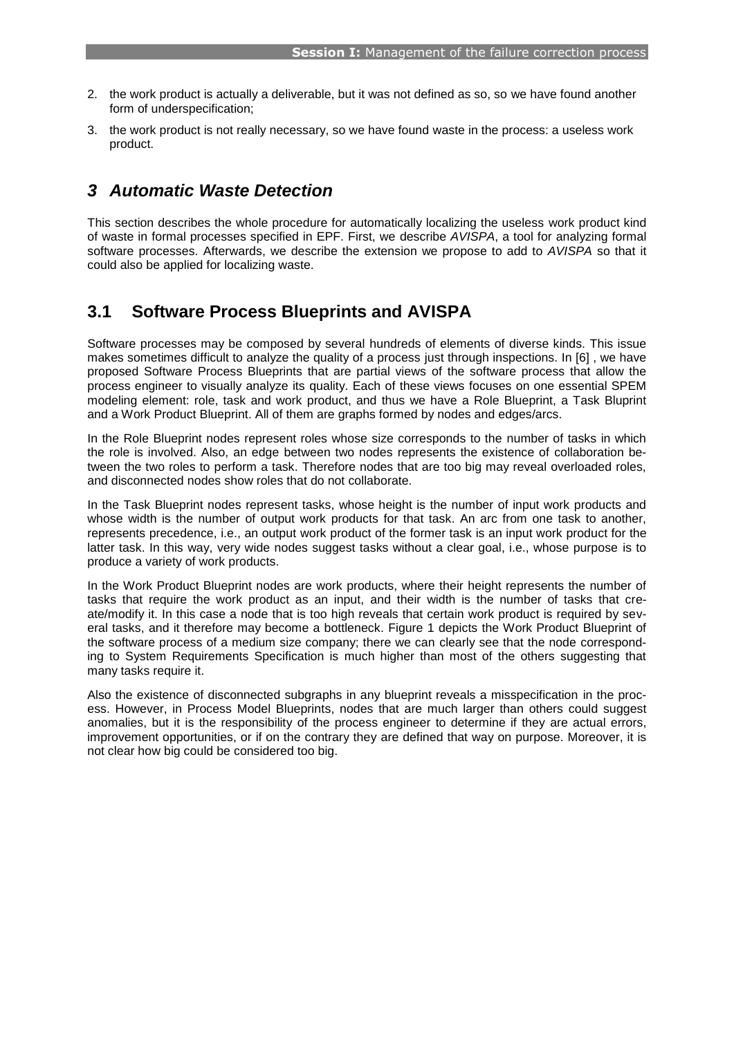2. the work product is actually a deliverable, but it was not defined as so, so we have found another form of underspecification;
3. the work product is not really necessary, so we have found waste in the process: a useless work product.

# *3 Automatic Waste Detection*

This section describes the whole procedure for automatically localizing the useless work product kind of waste in formal processes specified in EPF. First, we describe *AVISPA*, a tool for analyzing formal software processes. Afterwards, we describe the extension we propose to add to *AVISPA* so that it could also be applied for localizing waste.

## 3.1 Software Process Blueprints and AVISPA

Software processes may be composed by several hundreds of elements of diverse kinds. This issue makes sometimes difficult to analyze the quality of a process just through inspections. In [6] , we have proposed Software Process Blueprints that are partial views of the software process that allow the process engineer to visually analyze its quality. Each of these views focuses on one essential SPEM modeling element: role, task and work product, and thus we have a Role Blueprint, a Task Bluprint and a Work Product Blueprint. All of them are graphs formed by nodes and edges/arcs.

In the Role Blueprint nodes represent roles whose size corresponds to the number of tasks in which the role is involved. Also, an edge between two nodes represents the existence of collaboration between the two roles to perform a task. Therefore nodes that are too big may reveal overloaded roles, and disconnected nodes show roles that do not collaborate.

In the Task Blueprint nodes represent tasks, whose height is the number of input work products and whose width is the number of output work products for that task. An arc from one task to another, represents precedence, i.e., an output work product of the former task is an input work product for the latter task. In this way, very wide nodes suggest tasks without a clear goal, i.e., whose purpose is to produce a variety of work products.

In the Work Product Blueprint nodes are work products, where their height represents the number of tasks that require the work product as an input, and their width is the number of tasks that create/modify it. In this case a node that is too high reveals that certain work product is required by several tasks, and it therefore may become a bottleneck. Figure 1 depicts the Work Product Blueprint of the software process of a medium size company; there we can clearly see that the node corresponding to System Requirements Specification is much higher than most of the others suggesting that many tasks require it.

Also the existence of disconnected subgraphs in any blueprint reveals a misspecification in the process. However, in Process Model Blueprints, nodes that are much larger than others could suggest anomalies, but it is the responsibility of the process engineer to determine if they are actual errors, improvement opportunities, or if on the contrary they are defined that way on purpose. Moreover, it is not clear how big could be considered too big.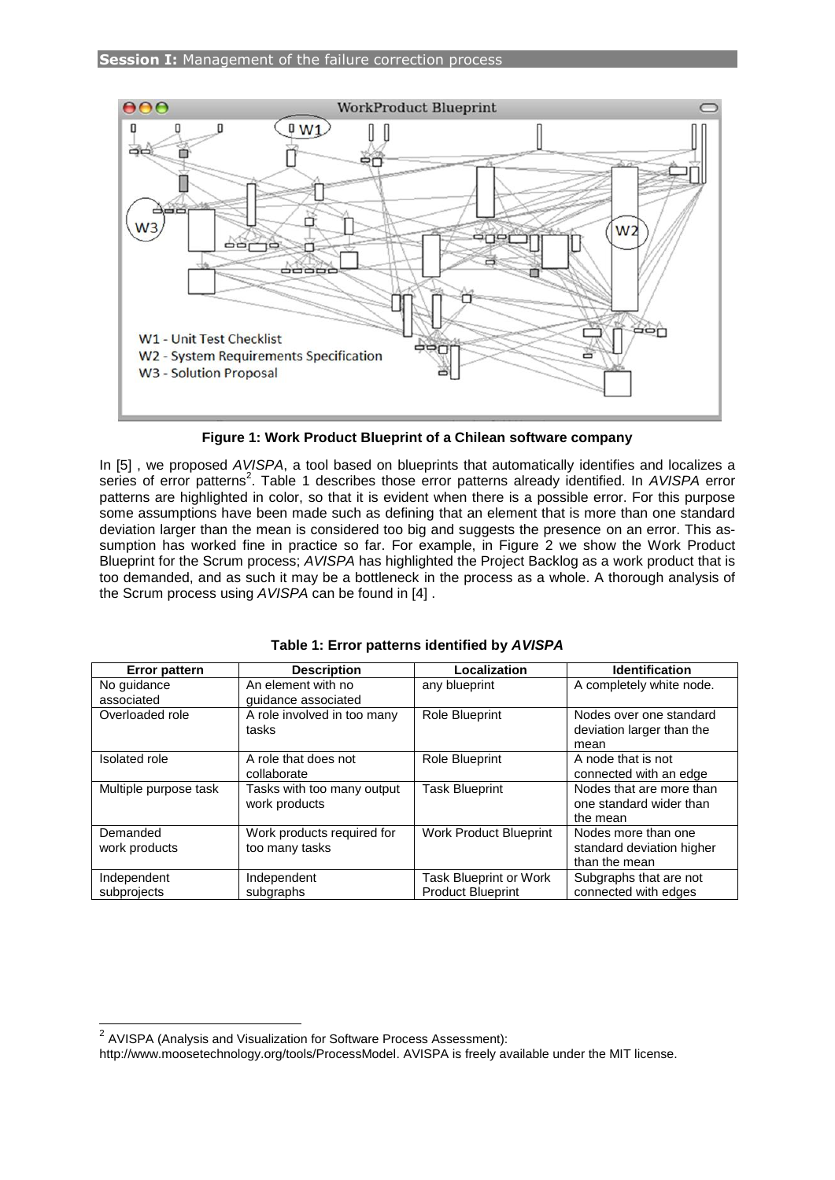**Figure 1: Work Product Blueprint of a Chilean software company**

In [5] , we proposed *AVISPA*, a tool based on blueprints that automatically identifies and localizes a series of error patterns[2]. Table 1 describes those error patterns already identified. In *AVISPA* error patterns are highlighted in color, so that it is evident when there is a possible error. For this purpose some assumptions have been made such as defining that an element that is more than one standard deviation larger than the mean is considered too big and suggests the presence on an error. This assumption has worked fine in practice so far. For example, in Figure 2 we show the Work Product Blueprint for the Scrum process; *AVISPA* has highlighted the Project Backlog as a work product that is too demanded, and as such it may be a bottleneck in the process as a whole. A thorough analysis of the Scrum process using *AVISPA* can be found in [4] .

**Table 1: Error patterns identified by *AVISPA***

| Error pattern | Description | Localization | Identification |
|---|---|---|---|
| No guidance associated | An element with no guidance associated | any blueprint | A completely white node. |
| Overloaded role | A role involved in too many tasks | Role Blueprint | Nodes over one standard deviation larger than the mean |
| Isolated role | A role that does not collaborate | Role Blueprint | A node that is not connected with an edge |
| Multiple purpose task | Tasks with too many output work products | Task Blueprint | Nodes that are more than one standard wider than the mean |
| Demanded work products | Work products required for too many tasks | Work Product Blueprint | Nodes more than one standard deviation higher than the mean |
| Independent subprojects | Independent subgraphs | Task Blueprint or Work Product Blueprint | Subgraphs that are not connected with edges |

[2] AVISPA (Analysis and Visualization for Software Process Assessment): http://www.moosetechnology.org/tools/ProcessModel. AVISPA is freely available under the MIT license.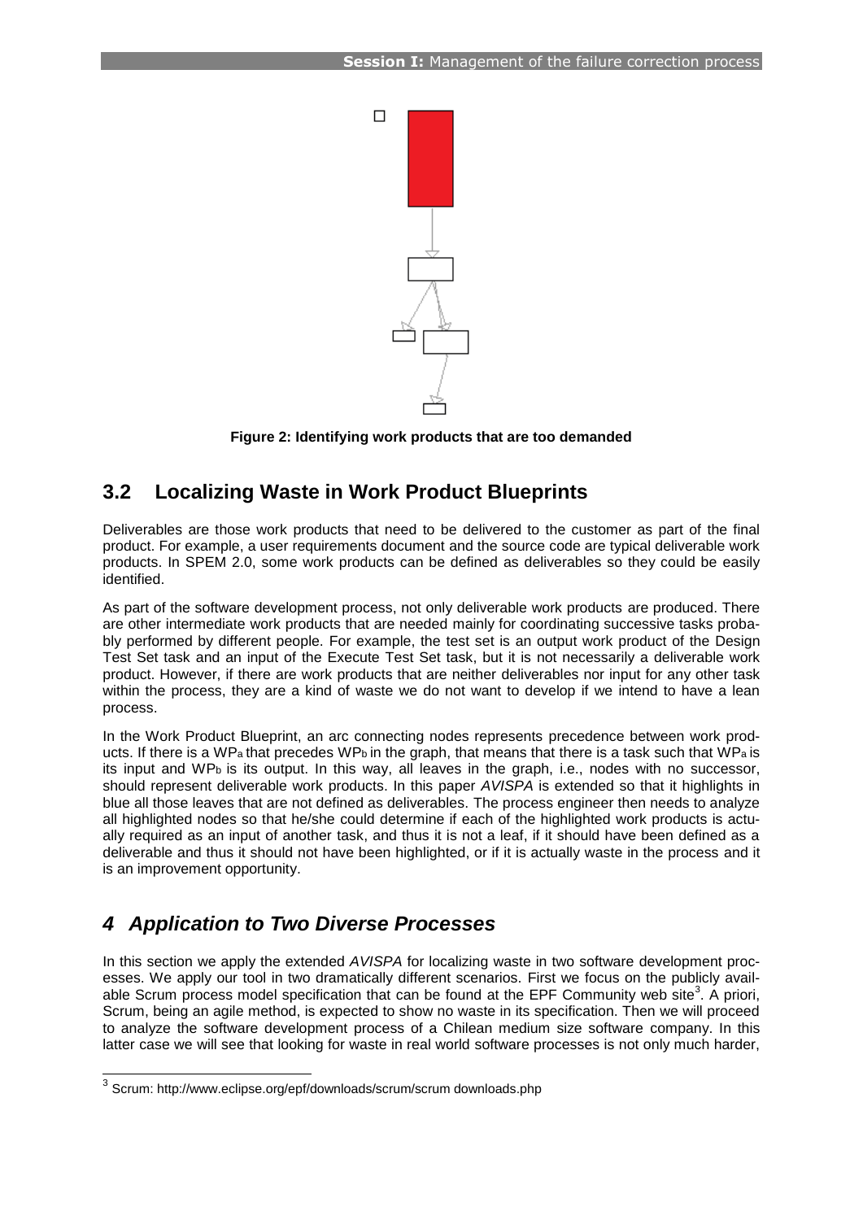**Figure 2: Identifying work products that are too demanded**

## 3.2 Localizing Waste in Work Product Blueprints

Deliverables are those work products that need to be delivered to the customer as part of the final product. For example, a user requirements document and the source code are typical deliverable work products. In SPEM 2.0, some work products can be defined as deliverables so they could be easily identified.

As part of the software development process, not only deliverable work products are produced. There are other intermediate work products that are needed mainly for coordinating successive tasks probably performed by different people. For example, the test set is an output work product of the Design Test Set task and an input of the Execute Test Set task, but it is not necessarily a deliverable work product. However, if there are work products that are neither deliverables nor input for any other task within the process, they are a kind of waste we do not want to develop if we intend to have a lean process.

In the Work Product Blueprint, an arc connecting nodes represents precedence between work products. If there is a $WP_a$ that precedes $WP_b$ in the graph, that means that there is a task such that $WP_a$ is its input and $WP_b$ is its output. In this way, all leaves in the graph, i.e., nodes with no successor, should represent deliverable work products. In this paper *AVISPA* is extended so that it highlights in blue all those leaves that are not defined as deliverables. The process engineer then needs to analyze all highlighted nodes so that he/she could determine if each of the highlighted work products is actually required as an input of another task, and thus it is not a leaf, if it should have been defined as a deliverable and thus it should not have been highlighted, or if it is actually waste in the process and it is an improvement opportunity.

# *4 Application to Two Diverse Processes*

In this section we apply the extended *AVISPA* for localizing waste in two software development processes. We apply our tool in two dramatically different scenarios. First we focus on the publicly available Scrum process model specification that can be found at the EPF Community web site[3]. A priori, Scrum, being an agile method, is expected to show no waste in its specification. Then we will proceed to analyze the software development process of a Chilean medium size software company. In this latter case we will see that looking for waste in real world software processes is not only much harder,

[3] Scrum: http://www.eclipse.org/epf/downloads/scrum/scrum downloads.php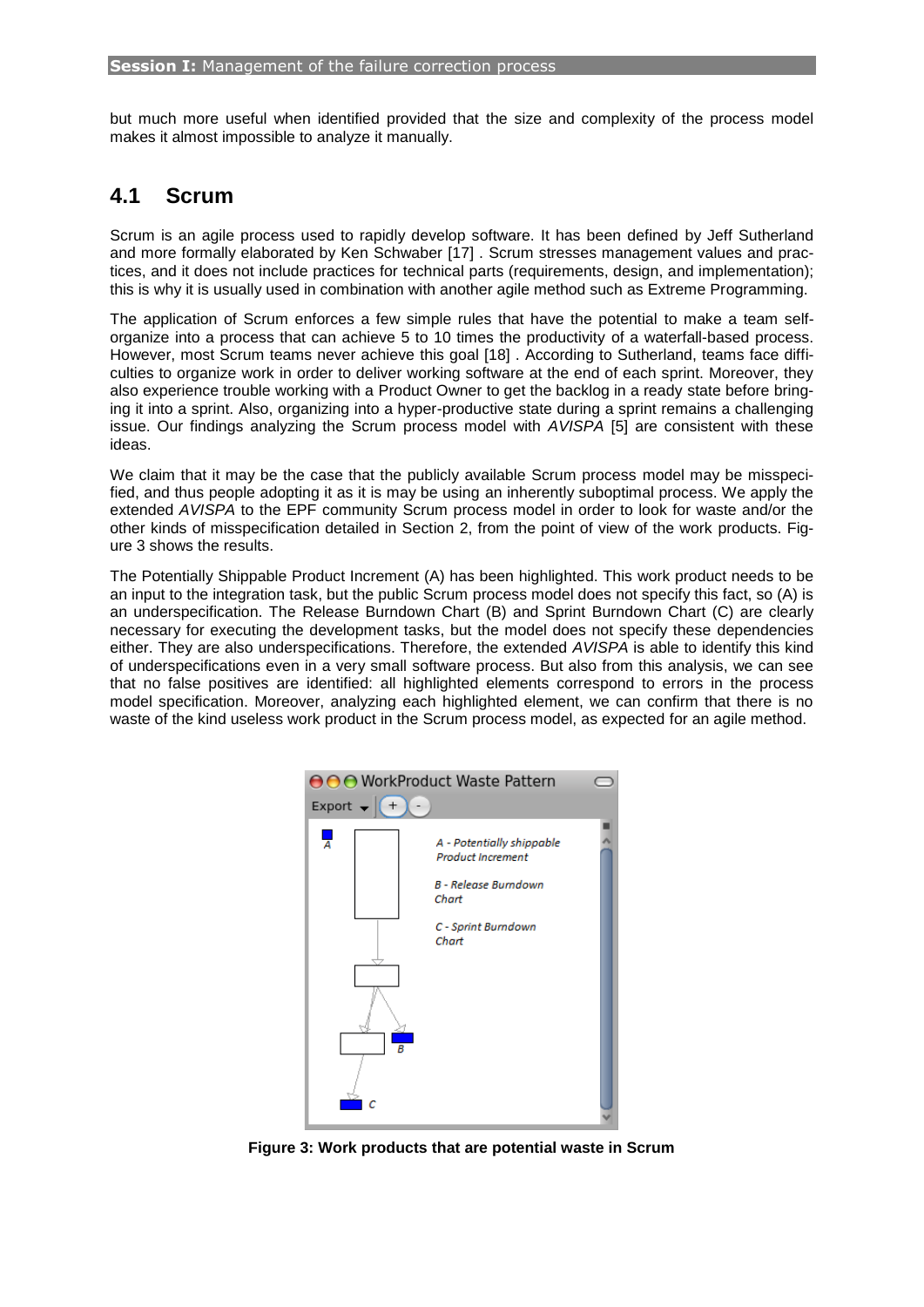but much more useful when identified provided that the size and complexity of the process model makes it almost impossible to analyze it manually.

## 4.1 Scrum

Scrum is an agile process used to rapidly develop software. It has been defined by Jeff Sutherland and more formally elaborated by Ken Schwaber [17] . Scrum stresses management values and practices, and it does not include practices for technical parts (requirements, design, and implementation); this is why it is usually used in combination with another agile method such as Extreme Programming.

The application of Scrum enforces a few simple rules that have the potential to make a team self-organize into a process that can achieve 5 to 10 times the productivity of a waterfall-based process. However, most Scrum teams never achieve this goal [18] . According to Sutherland, teams face difficulties to organize work in order to deliver working software at the end of each sprint. Moreover, they also experience trouble working with a Product Owner to get the backlog in a ready state before bringing it into a sprint. Also, organizing into a hyper-productive state during a sprint remains a challenging issue. Our findings analyzing the Scrum process model with *AVISPA* [5] are consistent with these ideas.

We claim that it may be the case that the publicly available Scrum process model may be misspecified, and thus people adopting it as it is may be using an inherently suboptimal process. We apply the extended *AVISPA* to the EPF community Scrum process model in order to look for waste and/or the other kinds of misspecification detailed in Section 2, from the point of view of the work products. Figure 3 shows the results.

The Potentially Shippable Product Increment (A) has been highlighted. This work product needs to be an input to the integration task, but the public Scrum process model does not specify this fact, so (A) is an underspecification. The Release Burndown Chart (B) and Sprint Burndown Chart (C) are clearly necessary for executing the development tasks, but the model does not specify these dependencies either. They are also underspecifications. Therefore, the extended *AVISPA* is able to identify this kind of underspecifications even in a very small software process. But also from this analysis, we can see that no false positives are identified: all highlighted elements correspond to errors in the process model specification. Moreover, analyzing each highlighted element, we can confirm that there is no waste of the kind useless work product in the Scrum process model, as expected for an agile method.

**Figure 3: Work products that are potential waste in Scrum**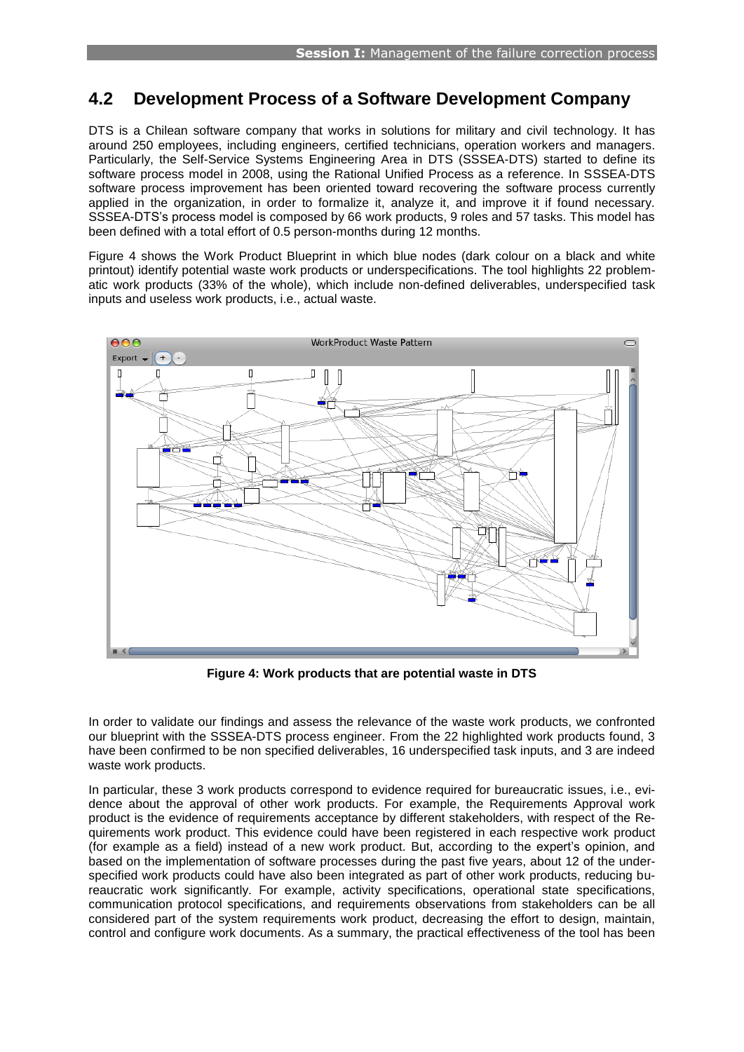## 4.2 Development Process of a Software Development Company

DTS is a Chilean software company that works in solutions for military and civil technology. It has around 250 employees, including engineers, certified technicians, operation workers and managers. Particularly, the Self-Service Systems Engineering Area in DTS (SSSEA-DTS) started to define its software process model in 2008, using the Rational Unified Process as a reference. In SSSEA-DTS software process improvement has been oriented toward recovering the software process currently applied in the organization, in order to formalize it, analyze it, and improve it if found necessary. SSSEA-DTS's process model is composed by 66 work products, 9 roles and 57 tasks. This model has been defined with a total effort of 0.5 person-months during 12 months.

Figure 4 shows the Work Product Blueprint in which blue nodes (dark colour on a black and white printout) identify potential waste work products or underspecifications. The tool highlights 22 problematic work products (33% of the whole), which include non-defined deliverables, underspecified task inputs and useless work products, i.e., actual waste.

**Figure 4: Work products that are potential waste in DTS**

In order to validate our findings and assess the relevance of the waste work products, we confronted our blueprint with the SSSEA-DTS process engineer. From the 22 highlighted work products found, 3 have been confirmed to be non specified deliverables, 16 underspecified task inputs, and 3 are indeed waste work products.

In particular, these 3 work products correspond to evidence required for bureaucratic issues, i.e., evidence about the approval of other work products. For example, the Requirements Approval work product is the evidence of requirements acceptance by different stakeholders, with respect of the Requirements work product. This evidence could have been registered in each respective work product (for example as a field) instead of a new work product. But, according to the expert's opinion, and based on the implementation of software processes during the past five years, about 12 of the underspecified work products could have also been integrated as part of other work products, reducing bureaucratic work significantly. For example, activity specifications, operational state specifications, communication protocol specifications, and requirements observations from stakeholders can be all considered part of the system requirements work product, decreasing the effort to design, maintain, control and configure work documents. As a summary, the practical effectiveness of the tool has been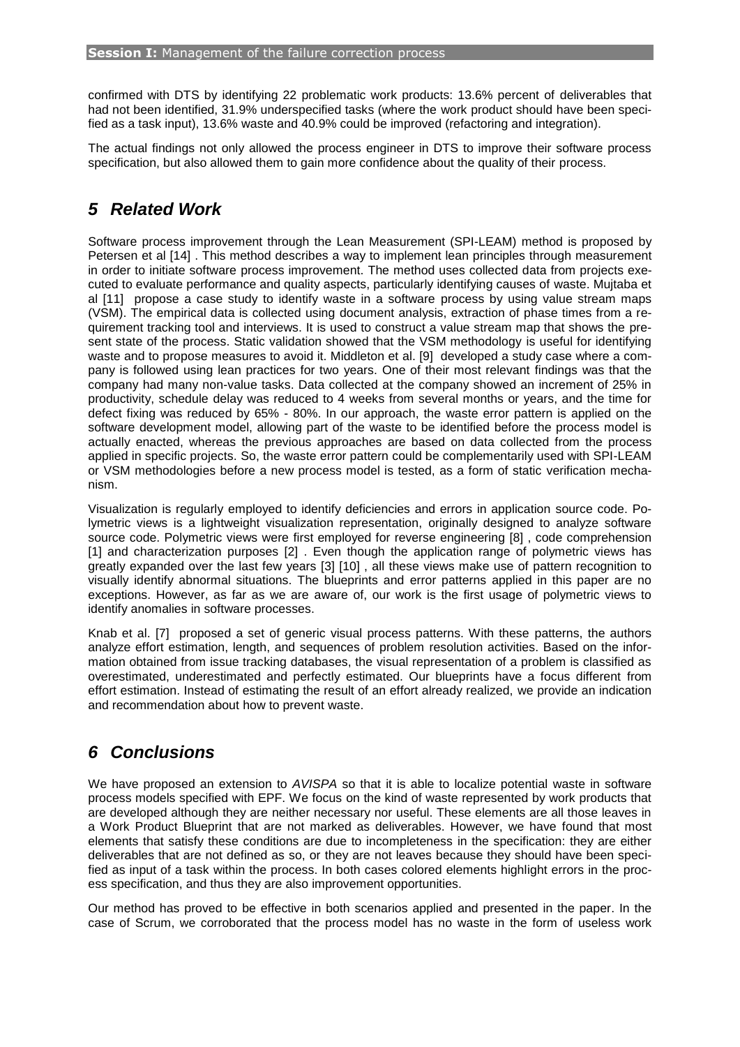confirmed with DTS by identifying 22 problematic work products: 13.6% percent of deliverables that had not been identified, 31.9% underspecified tasks (where the work product should have been specified as a task input), 13.6% waste and 40.9% could be improved (refactoring and integration).

The actual findings not only allowed the process engineer in DTS to improve their software process specification, but also allowed them to gain more confidence about the quality of their process.

## 5 Related Work

Software process improvement through the Lean Measurement (SPI-LEAM) method is proposed by Petersen et al [14] . This method describes a way to implement lean principles through measurement in order to initiate software process improvement. The method uses collected data from projects executed to evaluate performance and quality aspects, particularly identifying causes of waste. Mujtaba et al [11] propose a case study to identify waste in a software process by using value stream maps (VSM). The empirical data is collected using document analysis, extraction of phase times from a requirement tracking tool and interviews. It is used to construct a value stream map that shows the present state of the process. Static validation showed that the VSM methodology is useful for identifying waste and to propose measures to avoid it. Middleton et al. [9] developed a study case where a company is followed using lean practices for two years. One of their most relevant findings was that the company had many non-value tasks. Data collected at the company showed an increment of 25% in productivity, schedule delay was reduced to 4 weeks from several months or years, and the time for defect fixing was reduced by 65% - 80%. In our approach, the waste error pattern is applied on the software development model, allowing part of the waste to be identified before the process model is actually enacted, whereas the previous approaches are based on data collected from the process applied in specific projects. So, the waste error pattern could be complementarily used with SPI-LEAM or VSM methodologies before a new process model is tested, as a form of static verification mechanism.

Visualization is regularly employed to identify deficiencies and errors in application source code. Polymetric views is a lightweight visualization representation, originally designed to analyze software source code. Polymetric views were first employed for reverse engineering [8] , code comprehension [1] and characterization purposes [2] . Even though the application range of polymetric views has greatly expanded over the last few years [3] [10] , all these views make use of pattern recognition to visually identify abnormal situations. The blueprints and error patterns applied in this paper are no exceptions. However, as far as we are aware of, our work is the first usage of polymetric views to identify anomalies in software processes.

Knab et al. [7] proposed a set of generic visual process patterns. With these patterns, the authors analyze effort estimation, length, and sequences of problem resolution activities. Based on the information obtained from issue tracking databases, the visual representation of a problem is classified as overestimated, underestimated and perfectly estimated. Our blueprints have a focus different from effort estimation. Instead of estimating the result of an effort already realized, we provide an indication and recommendation about how to prevent waste.

## 6 Conclusions

We have proposed an extension to *AVISPA* so that it is able to localize potential waste in software process models specified with EPF. We focus on the kind of waste represented by work products that are developed although they are neither necessary nor useful. These elements are all those leaves in a Work Product Blueprint that are not marked as deliverables. However, we have found that most elements that satisfy these conditions are due to incompleteness in the specification: they are either deliverables that are not defined as so, or they are not leaves because they should have been specified as input of a task within the process. In both cases colored elements highlight errors in the process specification, and thus they are also improvement opportunities.

Our method has proved to be effective in both scenarios applied and presented in the paper. In the case of Scrum, we corroborated that the process model has no waste in the form of useless work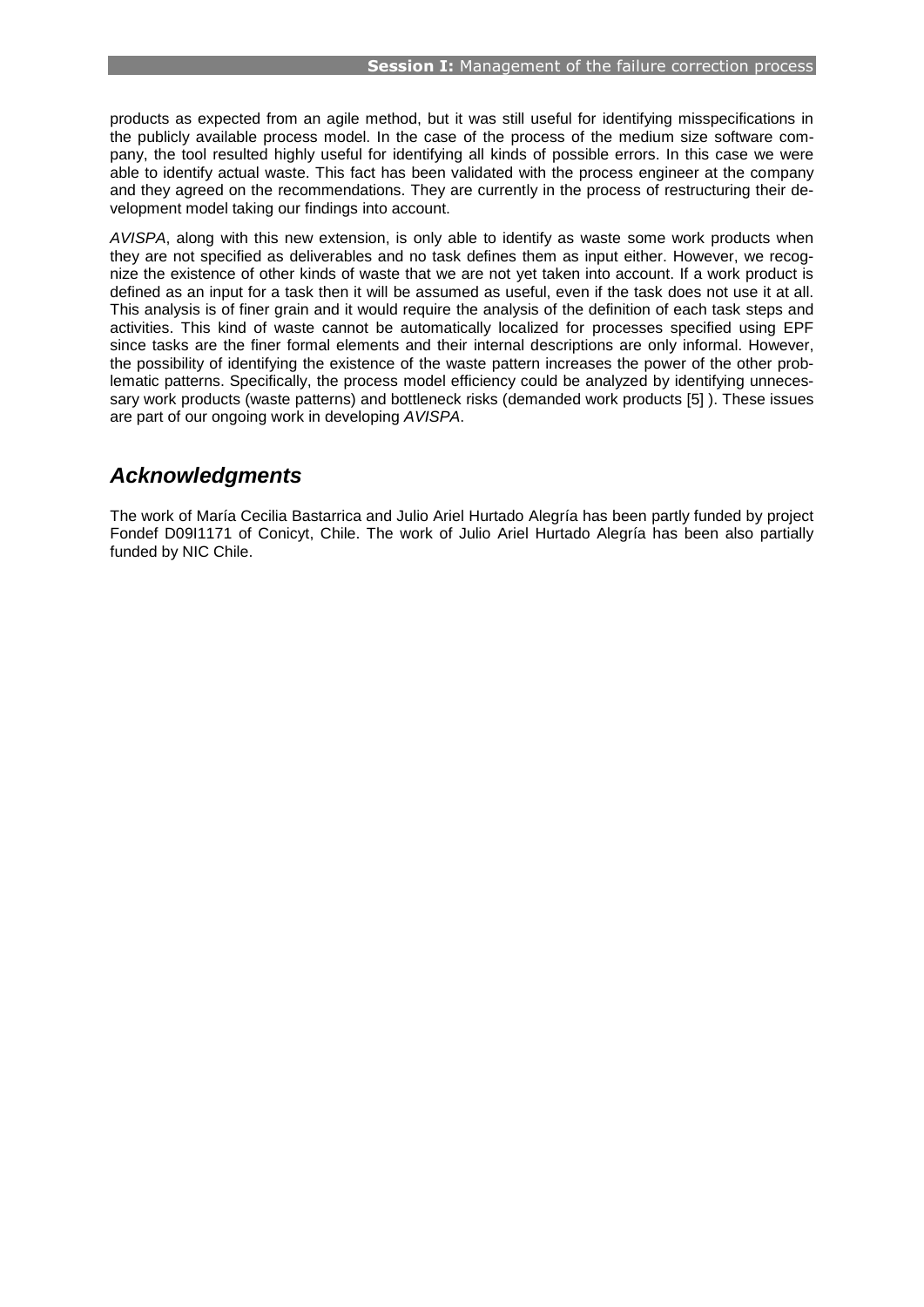products as expected from an agile method, but it was still useful for identifying misspecifications in the publicly available process model. In the case of the process of the medium size software company, the tool resulted highly useful for identifying all kinds of possible errors. In this case we were able to identify actual waste. This fact has been validated with the process engineer at the company and they agreed on the recommendations. They are currently in the process of restructuring their development model taking our findings into account.

*AVISPA*, along with this new extension, is only able to identify as waste some work products when they are not specified as deliverables and no task defines them as input either. However, we recognize the existence of other kinds of waste that we are not yet taken into account. If a work product is defined as an input for a task then it will be assumed as useful, even if the task does not use it at all. This analysis is of finer grain and it would require the analysis of the definition of each task steps and activities. This kind of waste cannot be automatically localized for processes specified using EPF since tasks are the finer formal elements and their internal descriptions are only informal. However, the possibility of identifying the existence of the waste pattern increases the power of the other problematic patterns. Specifically, the process model efficiency could be analyzed by identifying unnecessary work products (waste patterns) and bottleneck risks (demanded work products [5] ). These issues are part of our ongoing work in developing *AVISPA*.

## *Acknowledgments*

The work of María Cecilia Bastarrica and Julio Ariel Hurtado Alegría has been partly funded by project Fondef D09I1171 of Conicyt, Chile. The work of Julio Ariel Hurtado Alegría has been also partially funded by NIC Chile.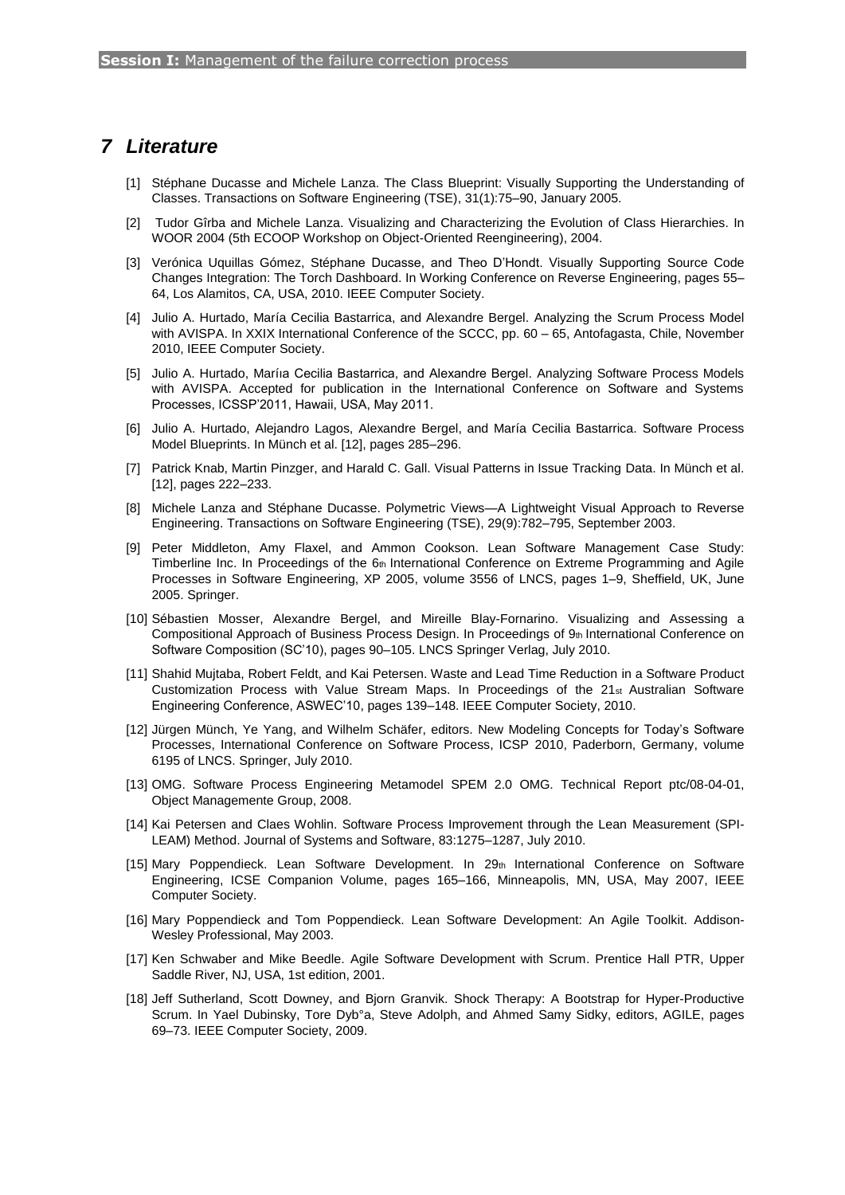# 7 Literature

[1] Stéphane Ducasse and Michele Lanza. The Class Blueprint: Visually Supporting the Understanding of Classes. Transactions on Software Engineering (TSE), 31(1):75–90, January 2005.

[2] Tudor Gîrba and Michele Lanza. Visualizing and Characterizing the Evolution of Class Hierarchies. In WOOR 2004 (5th ECOOP Workshop on Object-Oriented Reengineering), 2004.

[3] Verónica Uquillas Gómez, Stéphane Ducasse, and Theo D'Hondt. Visually Supporting Source Code Changes Integration: The Torch Dashboard. In Working Conference on Reverse Engineering, pages 55–64, Los Alamitos, CA, USA, 2010. IEEE Computer Society.

[4] Julio A. Hurtado, María Cecilia Bastarrica, and Alexandre Bergel. Analyzing the Scrum Process Model with AVISPA. In XXIX International Conference of the SCCC, pp. 60 – 65, Antofagasta, Chile, November 2010, IEEE Computer Society.

[5] Julio A. Hurtado, Maríıa Cecilia Bastarrica, and Alexandre Bergel. Analyzing Software Process Models with AVISPA. Accepted for publication in the International Conference on Software and Systems Processes, ICSSP'2011, Hawaii, USA, May 2011.

[6] Julio A. Hurtado, Alejandro Lagos, Alexandre Bergel, and María Cecilia Bastarrica. Software Process Model Blueprints. In Münch et al. [12], pages 285–296.

[7] Patrick Knab, Martin Pinzger, and Harald C. Gall. Visual Patterns in Issue Tracking Data. In Münch et al. [12], pages 222–233.

[8] Michele Lanza and Stéphane Ducasse. Polymetric Views—A Lightweight Visual Approach to Reverse Engineering. Transactions on Software Engineering (TSE), 29(9):782–795, September 2003.

[9] Peter Middleton, Amy Flaxel, and Ammon Cookson. Lean Software Management Case Study: Timberline Inc. In Proceedings of the 6th International Conference on Extreme Programming and Agile Processes in Software Engineering, XP 2005, volume 3556 of LNCS, pages 1–9, Sheffield, UK, June 2005. Springer.

[10] Sébastien Mosser, Alexandre Bergel, and Mireille Blay-Fornarino. Visualizing and Assessing a Compositional Approach of Business Process Design. In Proceedings of 9th International Conference on Software Composition (SC'10), pages 90–105. LNCS Springer Verlag, July 2010.

[11] Shahid Mujtaba, Robert Feldt, and Kai Petersen. Waste and Lead Time Reduction in a Software Product Customization Process with Value Stream Maps. In Proceedings of the 21st Australian Software Engineering Conference, ASWEC'10, pages 139–148. IEEE Computer Society, 2010.

[12] Jürgen Münch, Ye Yang, and Wilhelm Schäfer, editors. New Modeling Concepts for Today's Software Processes, International Conference on Software Process, ICSP 2010, Paderborn, Germany, volume 6195 of LNCS. Springer, July 2010.

[13] OMG. Software Process Engineering Metamodel SPEM 2.0 OMG. Technical Report ptc/08-04-01, Object Managemente Group, 2008.

[14] Kai Petersen and Claes Wohlin. Software Process Improvement through the Lean Measurement (SPI-LEAM) Method. Journal of Systems and Software, 83:1275–1287, July 2010.

[15] Mary Poppendieck. Lean Software Development. In 29th International Conference on Software Engineering, ICSE Companion Volume, pages 165–166, Minneapolis, MN, USA, May 2007, IEEE Computer Society.

[16] Mary Poppendieck and Tom Poppendieck. Lean Software Development: An Agile Toolkit. Addison-Wesley Professional, May 2003.

[17] Ken Schwaber and Mike Beedle. Agile Software Development with Scrum. Prentice Hall PTR, Upper Saddle River, NJ, USA, 1st edition, 2001.

[18] Jeff Sutherland, Scott Downey, and Bjorn Granvik. Shock Therapy: A Bootstrap for Hyper-Productive Scrum. In Yael Dubinsky, Tore Dyb°a, Steve Adolph, and Ahmed Samy Sidky, editors, AGILE, pages 69–73. IEEE Computer Society, 2009.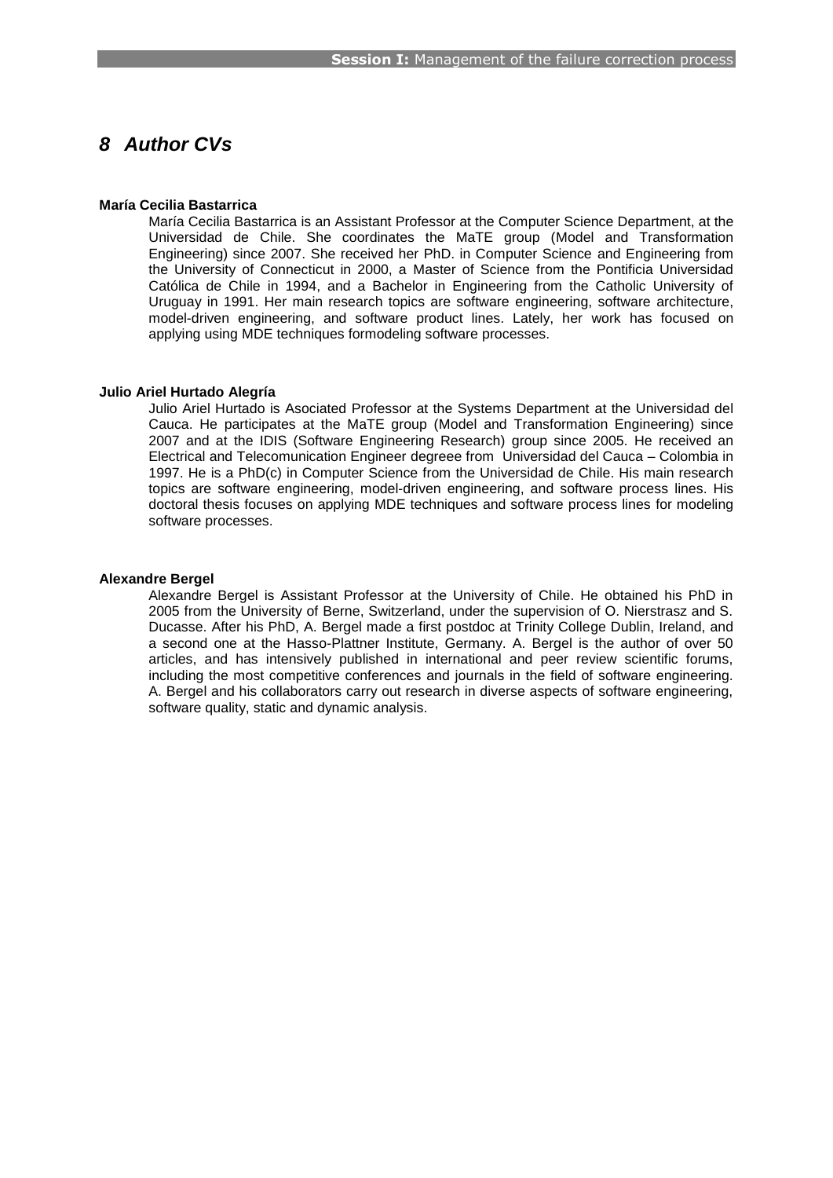## *8 Author CVs*

**María Cecilia Bastarrica**

María Cecilia Bastarrica is an Assistant Professor at the Computer Science Department, at the Universidad de Chile. She coordinates the MaTE group (Model and Transformation Engineering) since 2007. She received her PhD. in Computer Science and Engineering from the University of Connecticut in 2000, a Master of Science from the Pontificia Universidad Católica de Chile in 1994, and a Bachelor in Engineering from the Catholic University of Uruguay in 1991. Her main research topics are software engineering, software architecture, model-driven engineering, and software product lines. Lately, her work has focused on applying using MDE techniques formodeling software processes.

**Julio Ariel Hurtado Alegría**

Julio Ariel Hurtado is Asociated Professor at the Systems Department at the Universidad del Cauca. He participates at the MaTE group (Model and Transformation Engineering) since 2007 and at the IDIS (Software Engineering Research) group since 2005. He received an Electrical and Telecomunication Engineer degreee from Universidad del Cauca – Colombia in 1997. He is a PhD(c) in Computer Science from the Universidad de Chile. His main research topics are software engineering, model-driven engineering, and software process lines. His doctoral thesis focuses on applying MDE techniques and software process lines for modeling software processes.

**Alexandre Bergel**

Alexandre Bergel is Assistant Professor at the University of Chile. He obtained his PhD in 2005 from the University of Berne, Switzerland, under the supervision of O. Nierstrasz and S. Ducasse. After his PhD, A. Bergel made a first postdoc at Trinity College Dublin, Ireland, and a second one at the Hasso-Plattner Institute, Germany. A. Bergel is the author of over 50 articles, and has intensively published in international and peer review scientific forums, including the most competitive conferences and journals in the field of software engineering. A. Bergel and his collaborators carry out research in diverse aspects of software engineering, software quality, static and dynamic analysis.